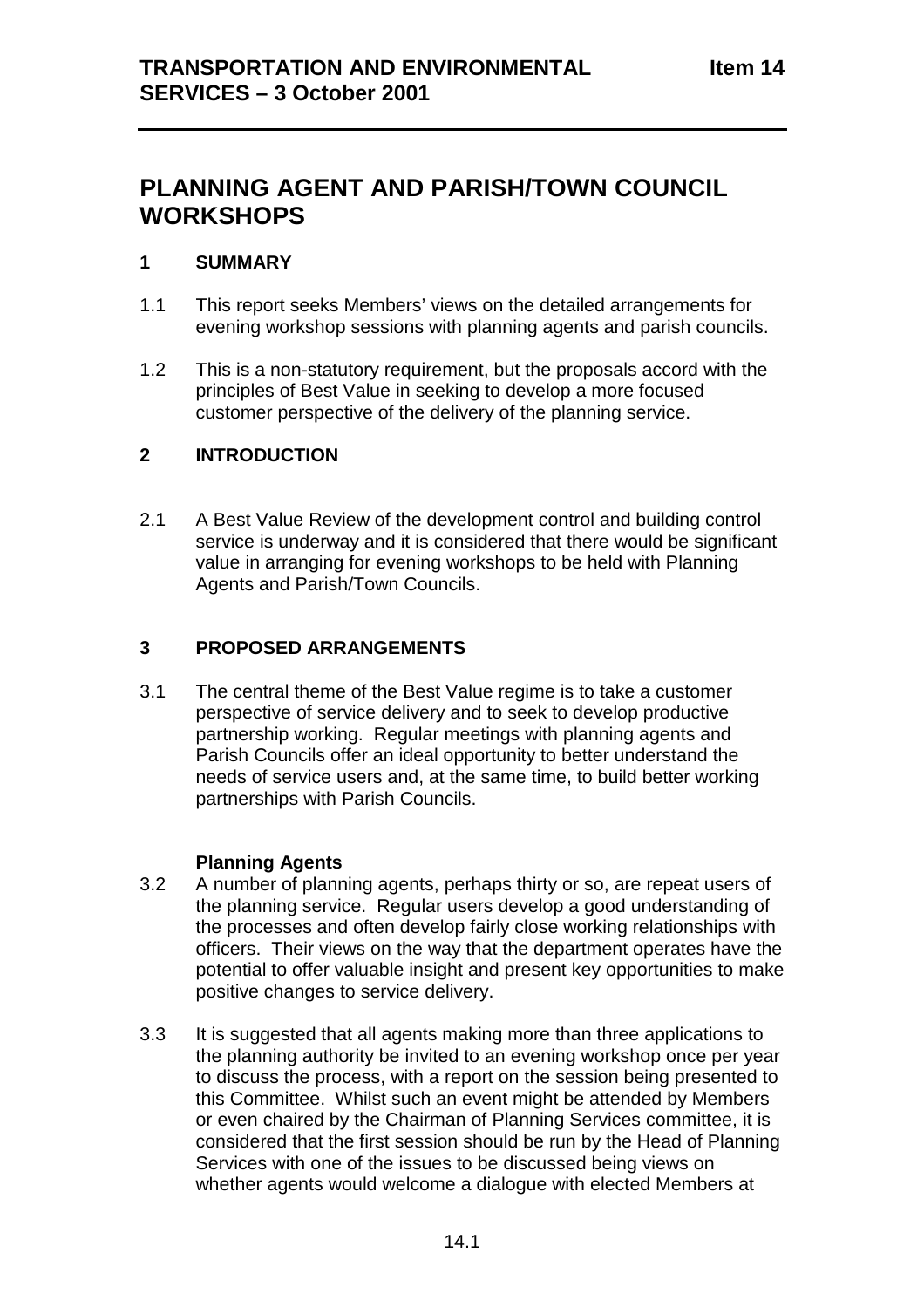# PLANNING AGENT AND PARISH/TOWN COUNCIL WORKSHOPS

## 1 SUMMARY

1.1 This report seeks Members' views on the detailed arrangements for evening workshop sessions with planning agents and parish councils.

1.2 This is a non-statutory requirement, but the proposals accord with the principles of Best Value in seeking to develop a more focused customer perspective of the delivery of the planning service.

## 2 INTRODUCTION

2.1 A Best Value Review of the development control and building control service is underway and it is considered that there would be significant value in arranging for evening workshops to be held with Planning Agents and Parish/Town Councils.

## 3 PROPOSED ARRANGEMENTS

3.1 The central theme of the Best Value regime is to take a customer perspective of service delivery and to seek to develop productive partnership working. Regular meetings with planning agents and Parish Councils offer an ideal opportunity to better understand the needs of service users and, at the same time, to build better working partnerships with Parish Councils.

**Planning Agents**

3.2 A number of planning agents, perhaps thirty or so, are repeat users of the planning service. Regular users develop a good understanding of the processes and often develop fairly close working relationships with officers. Their views on the way that the department operates have the potential to offer valuable insight and present key opportunities to make positive changes to service delivery.

3.3 It is suggested that all agents making more than three applications to the planning authority be invited to an evening workshop once per year to discuss the process, with a report on the session being presented to this Committee. Whilst such an event might be attended by Members or even chaired by the Chairman of Planning Services committee, it is considered that the first session should be run by the Head of Planning Services with one of the issues to be discussed being views on whether agents would welcome a dialogue with elected Members at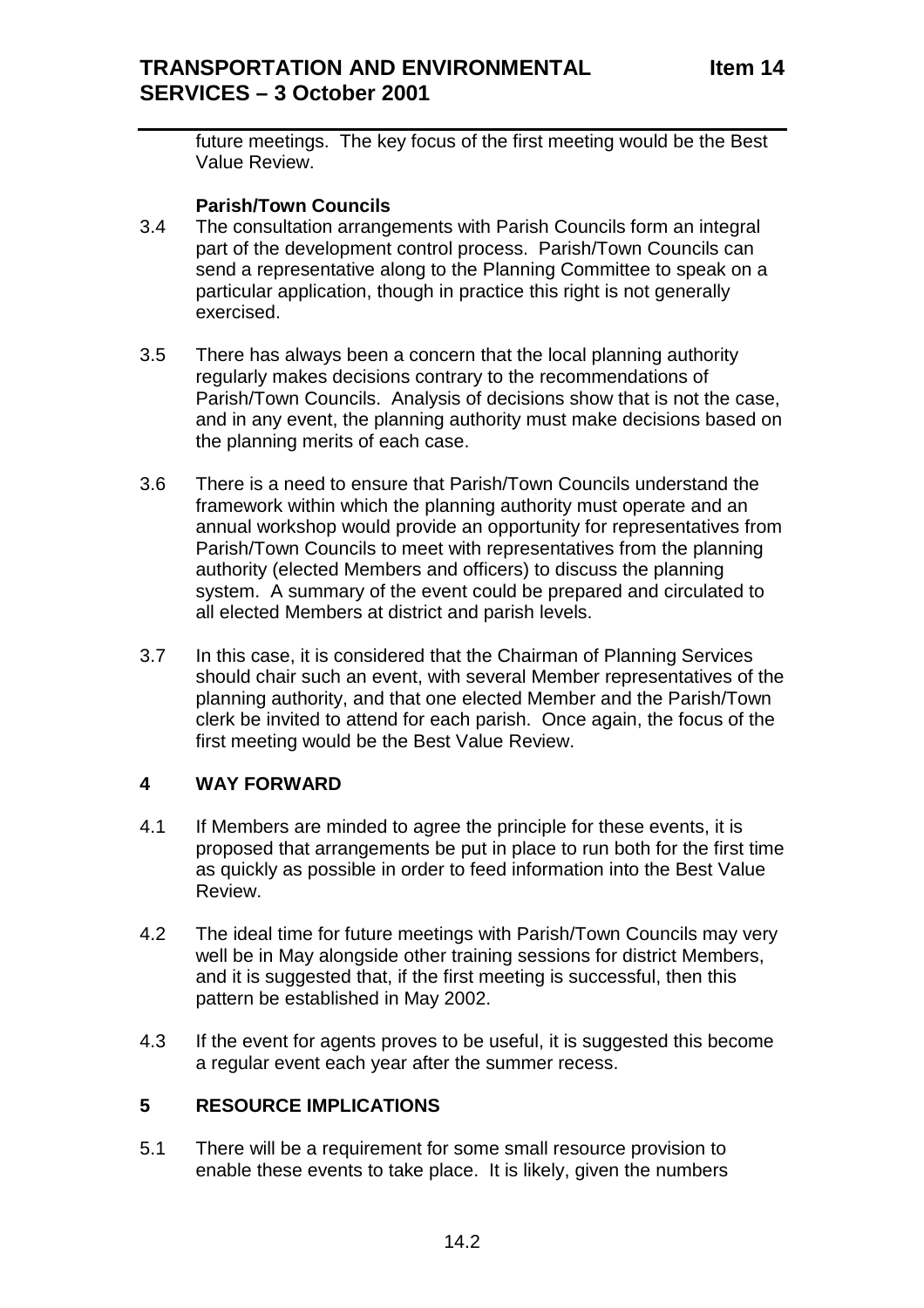future meetings. The key focus of the first meeting would be the Best Value Review.

**Parish/Town Councils**

3.4 The consultation arrangements with Parish Councils form an integral part of the development control process. Parish/Town Councils can send a representative along to the Planning Committee to speak on a particular application, though in practice this right is not generally exercised.

3.5 There has always been a concern that the local planning authority regularly makes decisions contrary to the recommendations of Parish/Town Councils. Analysis of decisions show that is not the case, and in any event, the planning authority must make decisions based on the planning merits of each case.

3.6 There is a need to ensure that Parish/Town Councils understand the framework within which the planning authority must operate and an annual workshop would provide an opportunity for representatives from Parish/Town Councils to meet with representatives from the planning authority (elected Members and officers) to discuss the planning system. A summary of the event could be prepared and circulated to all elected Members at district and parish levels.

3.7 In this case, it is considered that the Chairman of Planning Services should chair such an event, with several Member representatives of the planning authority, and that one elected Member and the Parish/Town clerk be invited to attend for each parish. Once again, the focus of the first meeting would be the Best Value Review.

## 4 WAY FORWARD

4.1 If Members are minded to agree the principle for these events, it is proposed that arrangements be put in place to run both for the first time as quickly as possible in order to feed information into the Best Value Review.

4.2 The ideal time for future meetings with Parish/Town Councils may very well be in May alongside other training sessions for district Members, and it is suggested that, if the first meeting is successful, then this pattern be established in May 2002.

4.3 If the event for agents proves to be useful, it is suggested this become a regular event each year after the summer recess.

## 5 RESOURCE IMPLICATIONS

5.1 There will be a requirement for some small resource provision to enable these events to take place. It is likely, given the numbers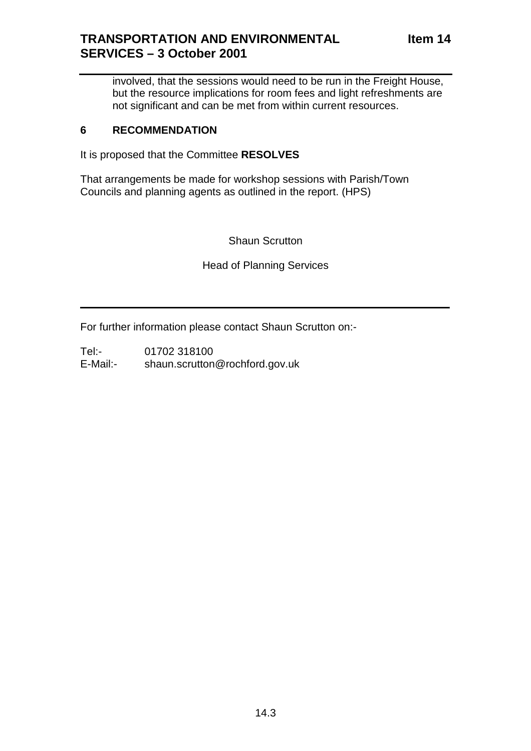involved, that the sessions would need to be run in the Freight House, but the resource implications for room fees and light refreshments are not significant and can be met from within current resources.

## 6 RECOMMENDATION

It is proposed that the Committee **RESOLVES**

That arrangements be made for workshop sessions with Parish/Town Councils and planning agents as outlined in the report. (HPS)

Shaun Scrutton

Head of Planning Services

---

For further information please contact Shaun Scrutton on:-

Tel:- 01702 318100
E-Mail:- shaun.scrutton@rochford.gov.uk